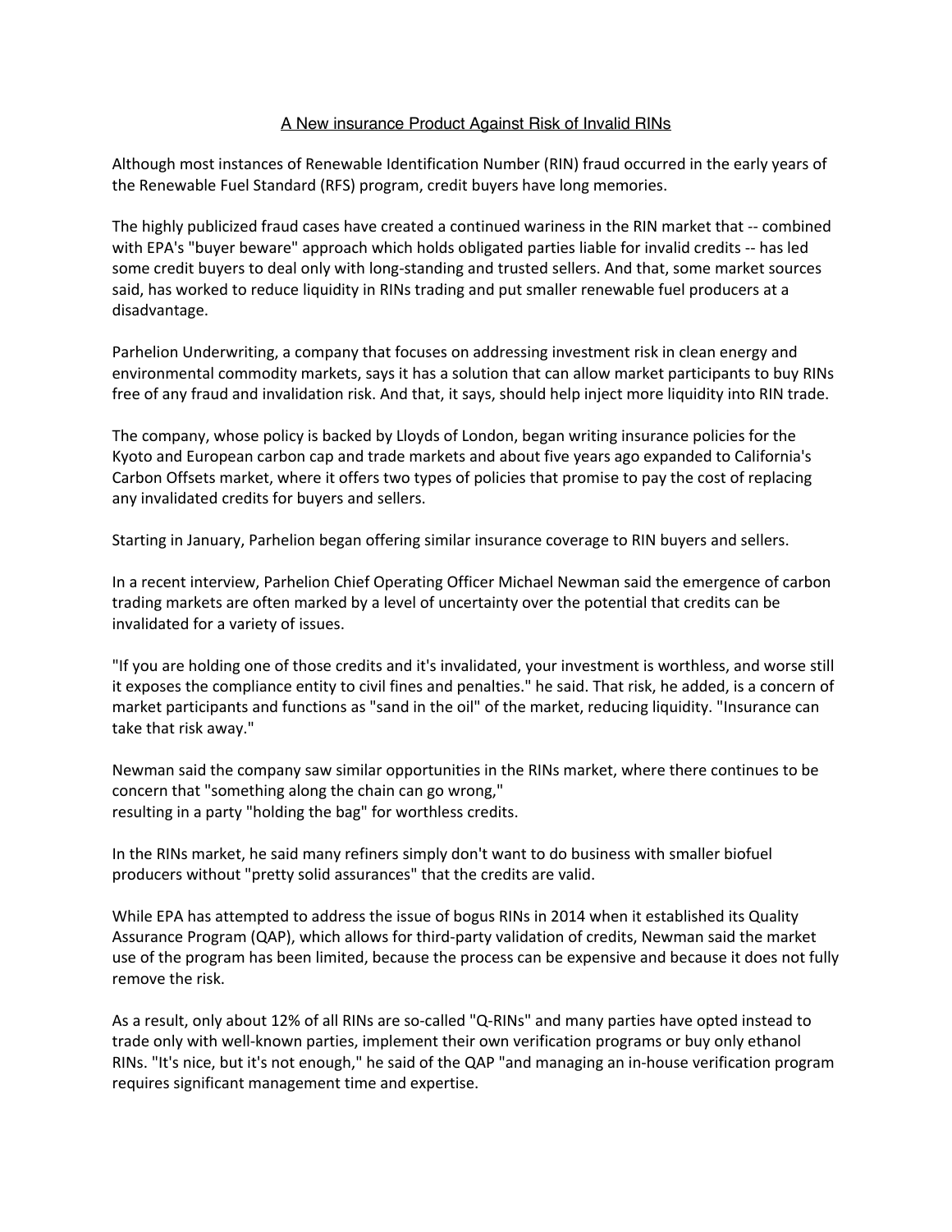# A New insurance Product Against Risk of Invalid RINs

Although most instances of Renewable Identification Number (RIN) fraud occurred in the early years of the Renewable Fuel Standard (RFS) program, credit buyers have long memories.

The highly publicized fraud cases have created a continued wariness in the RIN market that -- combined with EPA's "buyer beware" approach which holds obligated parties liable for invalid credits -- has led some credit buyers to deal only with long-standing and trusted sellers. And that, some market sources said, has worked to reduce liquidity in RINs trading and put smaller renewable fuel producers at a disadvantage.

Parhelion Underwriting, a company that focuses on addressing investment risk in clean energy and environmental commodity markets, says it has a solution that can allow market participants to buy RINs free of any fraud and invalidation risk. And that, it says, should help inject more liquidity into RIN trade.

The company, whose policy is backed by Lloyds of London, began writing insurance policies for the Kyoto and European carbon cap and trade markets and about five years ago expanded to California's Carbon Offsets market, where it offers two types of policies that promise to pay the cost of replacing any invalidated credits for buyers and sellers.

Starting in January, Parhelion began offering similar insurance coverage to RIN buyers and sellers.

In a recent interview, Parhelion Chief Operating Officer Michael Newman said the emergence of carbon trading markets are often marked by a level of uncertainty over the potential that credits can be invalidated for a variety of issues.

"If you are holding one of those credits and it's invalidated, your investment is worthless, and worse still it exposes the compliance entity to civil fines and penalties." he said. That risk, he added, is a concern of market participants and functions as "sand in the oil" of the market, reducing liquidity. "Insurance can take that risk away."

Newman said the company saw similar opportunities in the RINs market, where there continues to be concern that "something along the chain can go wrong," resulting in a party "holding the bag" for worthless credits.

In the RINs market, he said many refiners simply don't want to do business with smaller biofuel producers without "pretty solid assurances" that the credits are valid.

While EPA has attempted to address the issue of bogus RINs in 2014 when it established its Quality Assurance Program (QAP), which allows for third-party validation of credits, Newman said the market use of the program has been limited, because the process can be expensive and because it does not fully remove the risk.

As a result, only about 12% of all RINs are so-called "Q-RINs" and many parties have opted instead to trade only with well-known parties, implement their own verification programs or buy only ethanol RINs. "It's nice, but it's not enough," he said of the QAP "and managing an in-house verification program requires significant management time and expertise.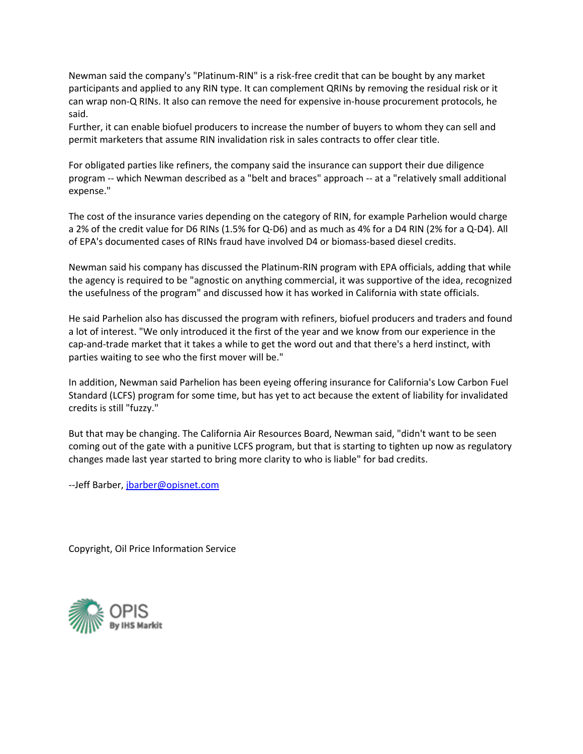Newman said the company's "Platinum-RIN" is a risk-free credit that can be bought by any market participants and applied to any RIN type. It can complement QRINs by removing the residual risk or it can wrap non-Q RINs. It also can remove the need for expensive in-house procurement protocols, he said.
Further, it can enable biofuel producers to increase the number of buyers to whom they can sell and permit marketers that assume RIN invalidation risk in sales contracts to offer clear title.

For obligated parties like refiners, the company said the insurance can support their due diligence program -- which Newman described as a "belt and braces" approach -- at a "relatively small additional expense."

The cost of the insurance varies depending on the category of RIN, for example Parhelion would charge a 2% of the credit value for D6 RINs (1.5% for Q-D6) and as much as 4% for a D4 RIN (2% for a Q-D4). All of EPA's documented cases of RINs fraud have involved D4 or biomass-based diesel credits.

Newman said his company has discussed the Platinum-RIN program with EPA officials, adding that while the agency is required to be "agnostic on anything commercial, it was supportive of the idea, recognized the usefulness of the program" and discussed how it has worked in California with state officials.

He said Parhelion also has discussed the program with refiners, biofuel producers and traders and found a lot of interest. "We only introduced it the first of the year and we know from our experience in the cap-and-trade market that it takes a while to get the word out and that there's a herd instinct, with parties waiting to see who the first mover will be."

In addition, Newman said Parhelion has been eyeing offering insurance for California's Low Carbon Fuel Standard (LCFS) program for some time, but has yet to act because the extent of liability for invalidated credits is still "fuzzy."

But that may be changing. The California Air Resources Board, Newman said, "didn't want to be seen coming out of the gate with a punitive LCFS program, but that is starting to tighten up now as regulatory changes made last year started to bring more clarity to who is liable" for bad credits.

--Jeff Barber, jbarber@opisnet.com

Copyright, Oil Price Information Service

OPIS
By IHS Markit